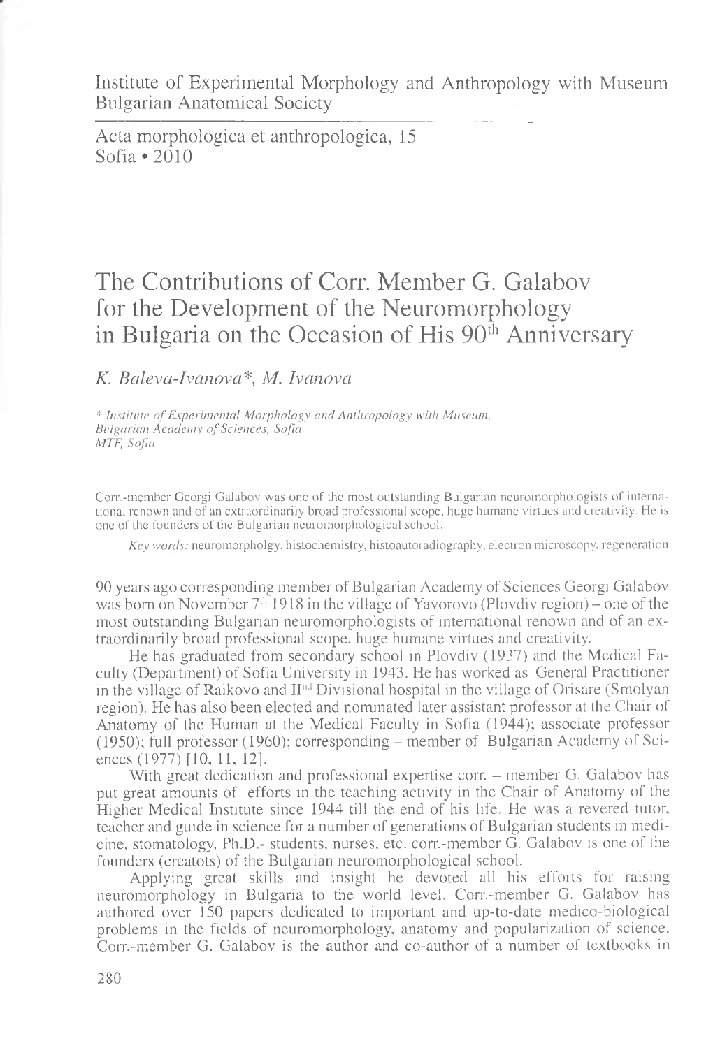Institute of Experimental Morphology and Anthropology with Museum
Bulgarian Anatomical Society

Acta morphologica et anthropologica, 15
Sofia • 2010

# The Contributions of Corr. Member G. Galabov for the Development of the Neuromorphology in Bulgaria on the Occasion of His 90th Anniversary

*K. Baleva-Ivanova\*, M. Ivanova*

*\* Institute of Experimental Morphology and Anthropology with Museum, Bulgarian Academy of Sciences, Sofia*
*MTF, Sofia*

Corr.-member Georgi Galabov was one of the most outstanding Bulgarian neuromorphologists of international renown and of an extraordinarily broad professional scope, huge humane virtues and creativity. He is one of the founders of the Bulgarian neuromorphological school.

*Key words:* neuromorpholgy, histochemistry, histoautoradiography, electron microscopy, regeneration

90 years ago corresponding member of Bulgarian Academy of Sciences Georgi Galabov was born on November 7th 1918 in the village of Yavorovo (Plovdiv region) – one of the most outstanding Bulgarian neuromorphologists of international renown and of an extraordinarily broad professional scope, huge humane virtues and creativity.

He has graduated from secondary school in Plovdiv (1937) and the Medical Faculty (Department) of Sofia University in 1943. He has worked as General Practitioner in the village of Raikovo and IInd Divisional hospital in the village of Orisare (Smolyan region). He has also been elected and nominated later assistant professor at the Chair of Anatomy of the Human at the Medical Faculty in Sofia (1944); associate professor (1950); full professor (1960); corresponding – member of Bulgarian Academy of Sciences (1977) [10, 11, 12].

With great dedication and professional expertise corr. – member G. Galabov has put great amounts of efforts in the teaching activity in the Chair of Anatomy of the Higher Medical Institute since 1944 till the end of his life. He was a revered tutor, teacher and guide in science for a number of generations of Bulgarian students in medicine, stomatology, Ph.D.- students, nurses, etc. corr.-member G. Galabov is one of the founders (creatots) of the Bulgarian neuromorphological school.

Applying great skills and insight he devoted all his efforts for raising neuromorphology in Bulgaria to the world level. Corr.-member G. Galabov has authored over 150 papers dedicated to important and up-to-date medico-biological problems in the fields of neuromorphology, anatomy and popularization of science. Corr.-member G. Galabov is the author and co-author of a number of textbooks in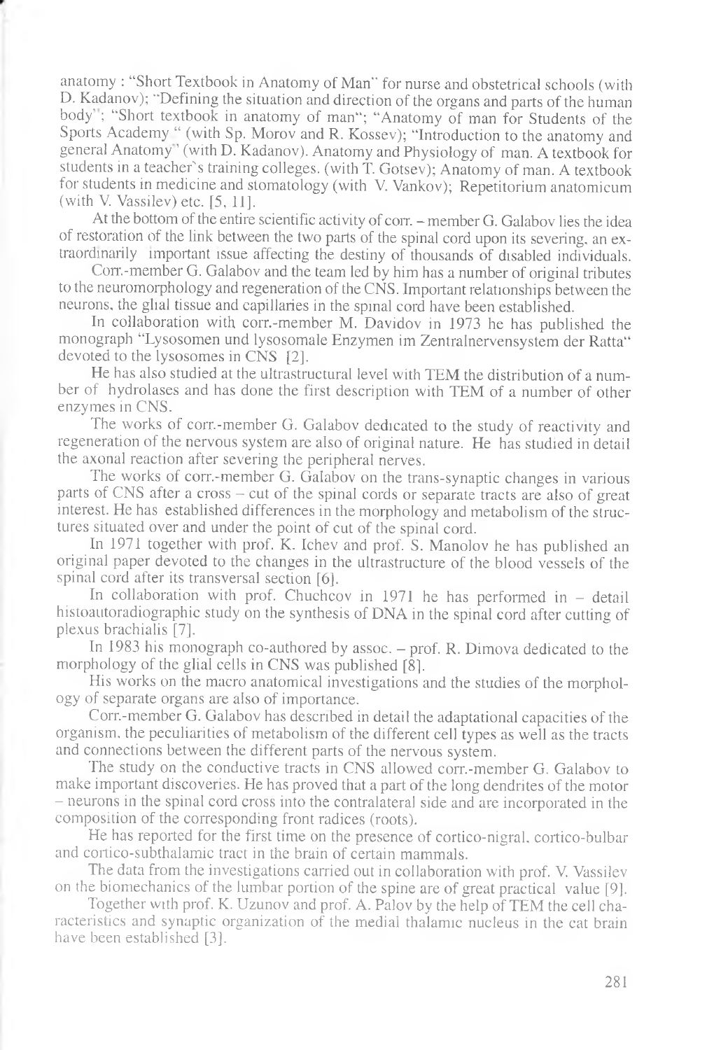anatomy : "Short Textbook in Anatomy of Man" for nurse and obstetrical schools (with D. Kadanov); "Defining the situation and direction of the organs and parts of the human body"; "Short textbook in anatomy of man"; "Anatomy of man for Students of the Sports Academy " (with Sp. Morov and R. Kossev); "Introduction to the anatomy and general Anatomy" (with D. Kadanov). Anatomy and Physiology of man. A textbook for students in a teacher`s training colleges. (with T. Gotsev); Anatomy of man. A textbook for students in medicine and stomatology (with V. Vankov); Repetitorium anatomicum (with V. Vassilev) etc. [5, 11].

At the bottom of the entire scientific activity of corr. – member G. Galabov lies the idea of restoration of the link between the two parts of the spinal cord upon its severing, an extraordinarily important issue affecting the destiny of thousands of disabled individuals.

Corr.-member G. Galabov and the team led by him has a number of original tributes to the neuromorphology and regeneration of the CNS. Important relationships between the neurons, the glial tissue and capillaries in the spinal cord have been established.

In collaboration with corr.-member M. Davidov in 1973 he has published the monograph "Lysosomen und lysosomale Enzymen im Zentralnervensystem der Ratta" devoted to the lysosomes in CNS [2].

He has also studied at the ultrastructural level with TEM the distribution of a number of hydrolases and has done the first description with TEM of a number of other enzymes in CNS.

The works of corr.-member G. Galabov dedicated to the study of reactivity and regeneration of the nervous system are also of original nature. He has studied in detail the axonal reaction after severing the peripheral nerves.

The works of corr.-member G. Galabov on the trans-synaptic changes in various parts of CNS after a cross – cut of the spinal cords or separate tracts are also of great interest. He has established differences in the morphology and metabolism of the structures situated over and under the point of cut of the spinal cord.

In 1971 together with prof. K. Ichev and prof. S. Manolov he has published an original paper devoted to the changes in the ultrastructure of the blood vessels of the spinal cord after its transversal section [6].

In collaboration with prof. Chuchcov in 1971 he has performed in – detail histoautoradiographic study on the synthesis of DNA in the spinal cord after cutting of plexus brachialis [7].

In 1983 his monograph co-authored by assoc. – prof. R. Dimova dedicated to the morphology of the glial cells in CNS was published [8].

His works on the macro anatomical investigations and the studies of the morphology of separate organs are also of importance.

Corr.-member G. Galabov has described in detail the adaptational capacities of the organism, the peculiarities of metabolism of the different cell types as well as the tracts and connections between the different parts of the nervous system.

The study on the conductive tracts in CNS allowed corr.-member G. Galabov to make important discoveries. He has proved that a part of the long dendrites of the motor – neurons in the spinal cord cross into the contralateral side and are incorporated in the composition of the corresponding front radices (roots).

He has reported for the first time on the presence of cortico-nigral, cortico-bulbar and cortico-subthalamic tract in the brain of certain mammals.

The data from the investigations carried out in collaboration with prof. V. Vassilev on the biomechanics of the lumbar portion of the spine are of great practical value [9].

Together with prof. K. Uzunov and prof. A. Palov by the help of TEM the cell characteristics and synaptic organization of the medial thalamic nucleus in the cat brain have been established [3].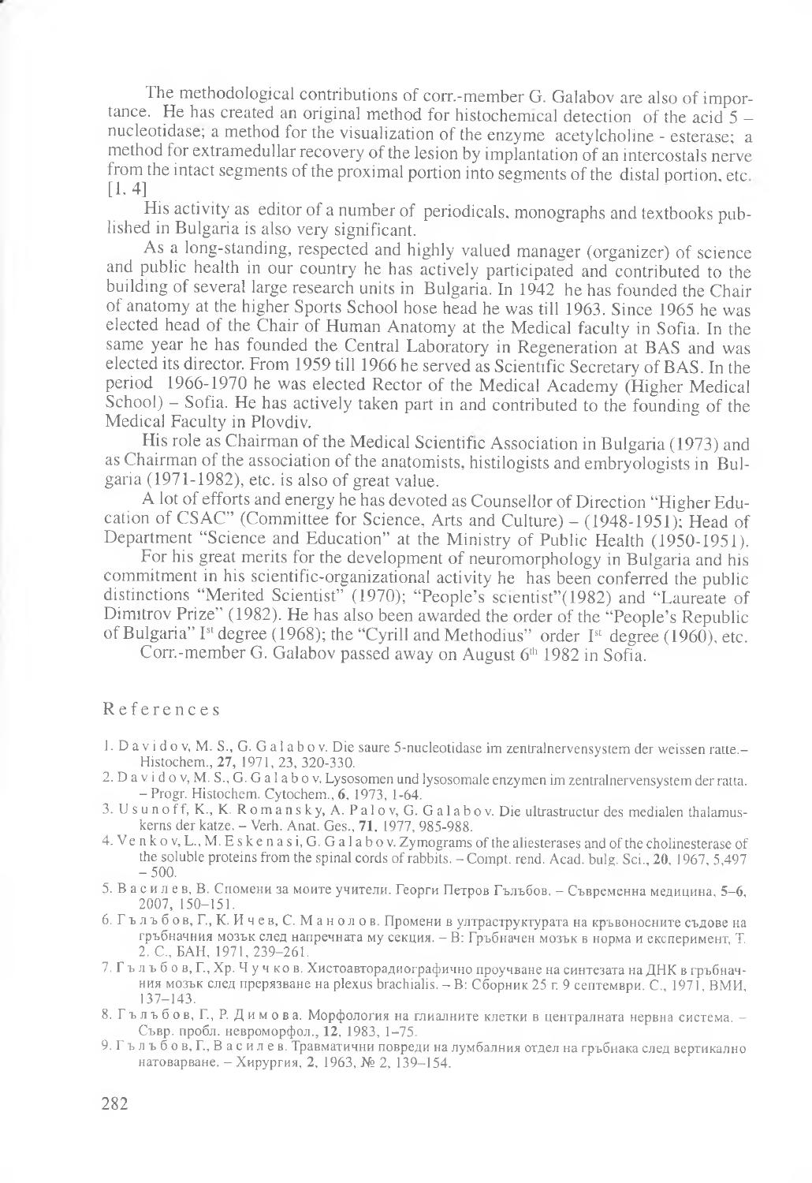The methodological contributions of corr.-member G. Galabov are also of importance. He has created an original method for histochemical detection of the acid 5 – nucleotidase; a method for the visualization of the enzyme acetylcholine - esterase; a method for extramedullar recovery of the lesion by implantation of an intercostals nerve from the intact segments of the proximal portion into segments of the distal portion, etc. [1, 4]

His activity as editor of a number of periodicals, monographs and textbooks published in Bulgaria is also very significant.

As a long-standing, respected and highly valued manager (organizer) of science and public health in our country he has actively participated and contributed to the building of several large research units in Bulgaria. In 1942 he has founded the Chair of anatomy at the higher Sports School hose head he was till 1963. Since 1965 he was elected head of the Chair of Human Anatomy at the Medical faculty in Sofia. In the same year he has founded the Central Laboratory in Regeneration at BAS and was elected its director. From 1959 till 1966 he served as Scientific Secretary of BAS. In the period 1966-1970 he was elected Rector of the Medical Academy (Higher Medical School) – Sofia. He has actively taken part in and contributed to the founding of the Medical Faculty in Plovdiv.

His role as Chairman of the Medical Scientific Association in Bulgaria (1973) and as Chairman of the association of the anatomists, histilogists and embryologists in Bulgaria (1971-1982), etc. is also of great value.

A lot of efforts and energy he has devoted as Counsellor of Direction "Higher Education of CSAC" (Committee for Science, Arts and Culture) – (1948-1951); Head of Department "Science and Education" at the Ministry of Public Health (1950-1951).

For his great merits for the development of neuromorphology in Bulgaria and his commitment in his scientific-organizational activity he has been conferred the public distinctions "Merited Scientist" (1970); "People's scientist"(1982) and "Laureate of Dimitrov Prize" (1982). He has also been awarded the order of the "People's Republic of Bulgaria" I[st] degree (1968); the "Cyrill and Methodius" order I[st] degree (1960), etc.

Corr.-member G. Galabov passed away on August 6[th] 1982 in Sofia.

## References

1. Davidov, M. S., G. Galabov. Die saure 5-nucleotidase im zentralnervensystem der weissen ratte.– Histochem., **27**, 1971, 23, 320-330.
2. Davidov, M. S., G. Galabov. Lysosomen und lysosomale enzymen im zentralnervensystem der ratta. – Progr. Histochem. Cytochem., **6**, 1973, 1-64.
3. Usunoff, K., K. Romansky, A. Palov, G. Galabov. Die ultrastructur des medialen thalamuskerns der katze. – Verh. Anat. Ges., **71**, 1977, 985-988.
4. Venkov, L., M. Eskenasi, G. Galabov. Zymograms of the aliesterases and of the cholinesterase of the soluble proteins from the spinal cords of rabbits. – Compt. rend. Acad. bulg. Sci., **20**, 1967, 5,497 – 500.
5. Василев, В. Спомени за моите учители. Георги Петров Гълъбов. – Съвременна медицина, **5–6**, 2007, 150–151.
6. Гълъбов, Г., К. Ичев, С. Манолов. Промени в ултраструктурата на кръвоносните съдове на гръбначния мозък след напречната му секция. – В: Гръбначен мозък в норма и експеримент, Т. 2. С., БАН, 1971, 239–261.
7. Гълъбов, Г., Хр. Чучков. Хистоавторадиографично проучване на синтезата на ДНК в гръбначния мозък след прерязване на plexus brachialis. – В: Сборник 25 г. 9 септември. С., 1971, ВМИ, 137–143.
8. Гълъбов, Г., Р. Димова. Морфология на глиалните клетки в централната нервна система. – Съвр. пробл. невроморфол., **12**, 1983, 1–75.
9. Гълъбов, Г., Василев. Травматични повреди на лумбалния отдел на гръбнака след вертикално натоварване. – Хирургия, **2**, 1963, № 2, 139–154.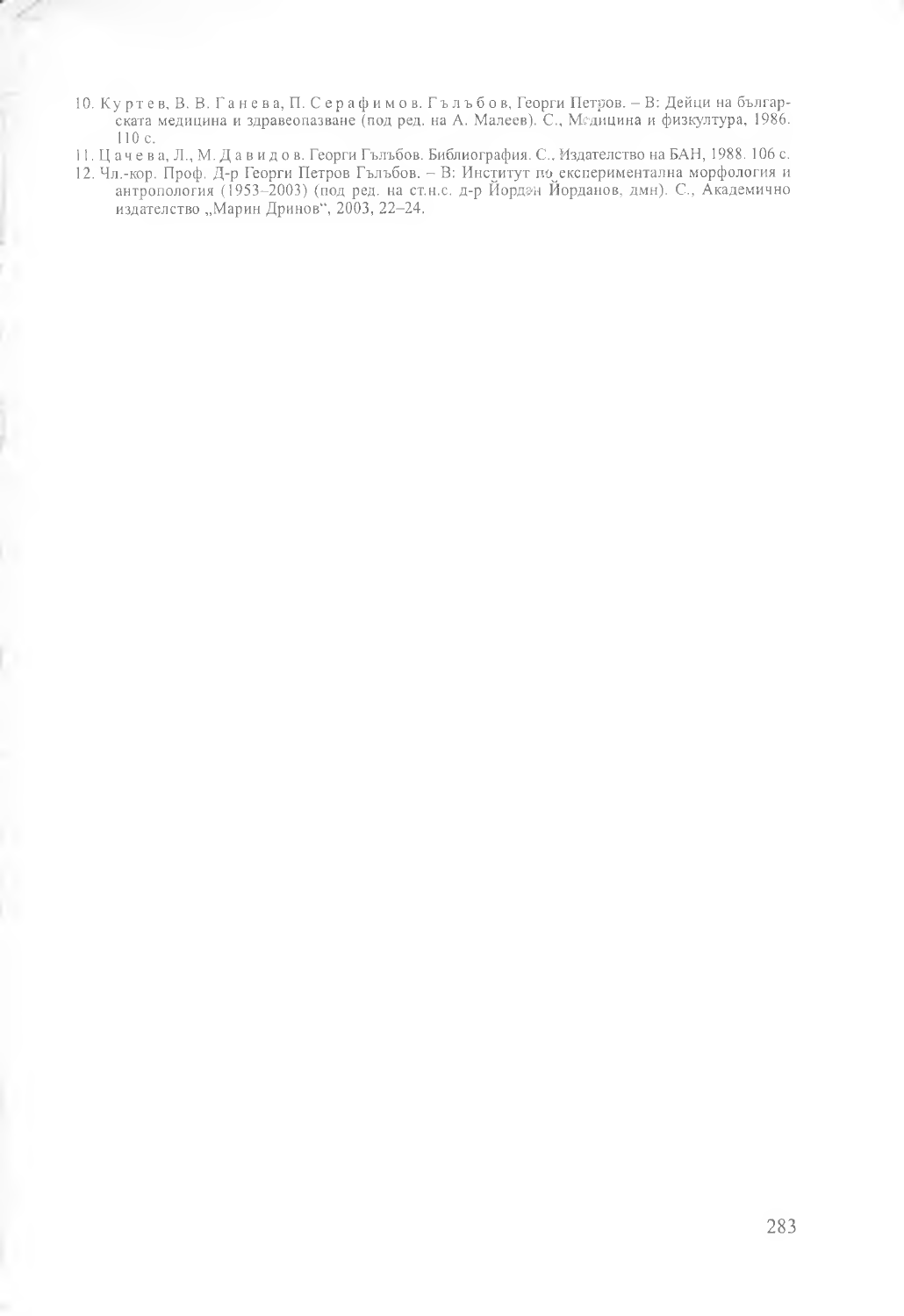10. Куртев, В. В. Ганева, П. Серафимов. Гълъбов, Георги Петров. – В: Дейци на българската медицина и здравеопазване (под ред. на А. Малеев). С., Медицина и физкултура, 1986. 110 с.
11. Цачева, Л., М. Давидов. Георги Гълъбов. Библиография. С., Издателство на БАН, 1988. 106 с.
12. Чл.-кор. Проф. Д-р Георги Петров Гълъбов. – В: Институт по експериментална морфология и антропология (1953–2003) (под ред. на ст.н.с. д-р Йордан Йорданов, дмн). С., Академично издателство „Марин Дринов", 2003, 22–24.